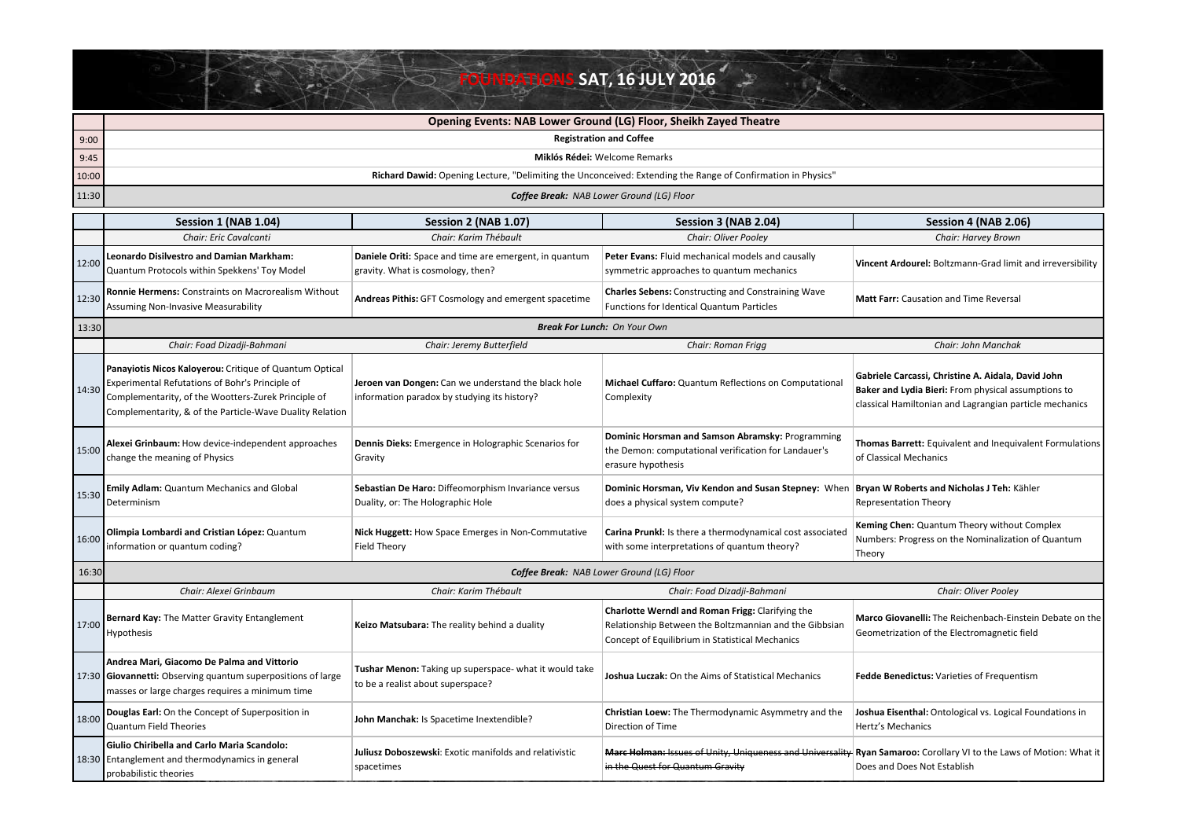# FOUNDATIONS SAT, 16 JULY 2016

| | Opening Events: NAB Lower Ground (LG) Floor, Sheikh Zayed Theatre |
|---|---|
| 9:00 | **Registration and Coffee** |
| 9:45 | **Miklós Rédei:** Welcome Remarks |
| 10:00 | **Richard Dawid:** Opening Lecture, "Delimiting the Unconceived: Extending the Range of Confirmation in Physics" |
| 11:30 | ***Coffee Break:** NAB Lower Ground (LG) Floor* |

| | Session 1 (NAB 1.04) | Session 2 (NAB 1.07) | Session 3 (NAB 2.04) | Session 4 (NAB 2.06) |
|---|---|---|---|---|
| | *Chair: Eric Cavalcanti* | *Chair: Karim Thébault* | *Chair: Oliver Pooley* | *Chair: Harvey Brown* |
| 12:00 | **Leonardo Disilvestro and Damian Markham:** Quantum Protocols within Spekkens' Toy Model | **Daniele Oriti:** Space and time are emergent, in quantum gravity. What is cosmology, then? | **Peter Evans:** Fluid mechanical models and causally symmetric approaches to quantum mechanics | **Vincent Ardourel:** Boltzmann-Grad limit and irreversibility |
| 12:30 | **Ronnie Hermens:** Constraints on Macrorealism Without Assuming Non-Invasive Measurability | **Andreas Pithis:** GFT Cosmology and emergent spacetime | **Charles Sebens:** Constructing and Constraining Wave Functions for Identical Quantum Particles | **Matt Farr:** Causation and Time Reversal |
| 13:30 | ***Break For Lunch:** On Your Own* | | | |
| | *Chair: Foad Dizadji-Bahmani* | *Chair: Jeremy Butterfield* | *Chair: Roman Frigg* | *Chair: John Manchak* |
| 14:30 | **Panayiotis Nicos Kaloyerou:** Critique of Quantum Optical Experimental Refutations of Bohr's Principle of Complementarity, of the Wootters-Zurek Principle of Complementarity, & of the Particle-Wave Duality Relation | **Jeroen van Dongen:** Can we understand the black hole information paradox by studying its history? | **Michael Cuffaro:** Quantum Reflections on Computational Complexity | **Gabriele Carcassi, Christine A. Aidala, David John Baker and Lydia Bieri:** From physical assumptions to classical Hamiltonian and Lagrangian particle mechanics |
| 15:00 | **Alexei Grinbaum:** How device-independent approaches change the meaning of Physics | **Dennis Dieks:** Emergence in Holographic Scenarios for Gravity | **Dominic Horsman and Samson Abramsky:** Programming the Demon: computational verification for Landauer's erasure hypothesis | **Thomas Barrett:** Equivalent and Inequivalent Formulations of Classical Mechanics |
| 15:30 | **Emily Adlam:** Quantum Mechanics and Global Determinism | **Sebastian De Haro:** Diffeomorphism Invariance versus Duality, or: The Holographic Hole | **Dominic Horsman, Viv Kendon and Susan Stepney:** When does a physical system compute? | **Bryan W Roberts and Nicholas J Teh:** Kähler Representation Theory |
| 16:00 | **Olimpia Lombardi and Cristian López:** Quantum information or quantum coding? | **Nick Huggett:** How Space Emerges in Non-Commutative Field Theory | **Carina Prunkl:** Is there a thermodynamical cost associated with some interpretations of quantum theory? | **Keming Chen:** Quantum Theory without Complex Numbers: Progress on the Nominalization of Quantum Theory |
| 16:30 | ***Coffee Break:** NAB Lower Ground (LG) Floor* | | | |
| | *Chair: Alexei Grinbaum* | *Chair: Karim Thébault* | *Chair: Foad Dizadji-Bahmani* | *Chair: Oliver Pooley* |
| 17:00 | **Bernard Kay:** The Matter Gravity Entanglement Hypothesis | **Keizo Matsubara:** The reality behind a duality | **Charlotte Werndl and Roman Frigg:** Clarifying the Relationship Between the Boltzmannian and the Gibbsian Concept of Equilibrium in Statistical Mechanics | **Marco Giovanelli:** The Reichenbach-Einstein Debate on the Geometrization of the Electromagnetic field |
| 17:30 | **Andrea Mari, Giacomo De Palma and Vittorio Giovannetti:** Observing quantum superpositions of large masses or large charges requires a minimum time | **Tushar Menon:** Taking up superspace- what it would take to be a realist about superspace? | **Joshua Luczak:** On the Aims of Statistical Mechanics | **Fedde Benedictus:** Varieties of Frequentism |
| 18:00 | **Douglas Earl:** On the Concept of Superposition in Quantum Field Theories | **John Manchak:** Is Spacetime Inextendible? | **Christian Loew:** The Thermodynamic Asymmetry and the Direction of Time | **Joshua Eisenthal:** Ontological vs. Logical Foundations in Hertz's Mechanics |
| 18:30 | **Giulio Chiribella and Carlo Maria Scandolo:** Entanglement and thermodynamics in general probabilistic theories | **Juliusz Doboszewski**: Exotic manifolds and relativistic spacetimes | ~~**Marc Holman:** Issues of Unity, Uniqueness and Universality in the Quest for Quantum Gravity~~ | **Ryan Samaroo:** Corollary VI to the Laws of Motion: What it Does and Does Not Establish |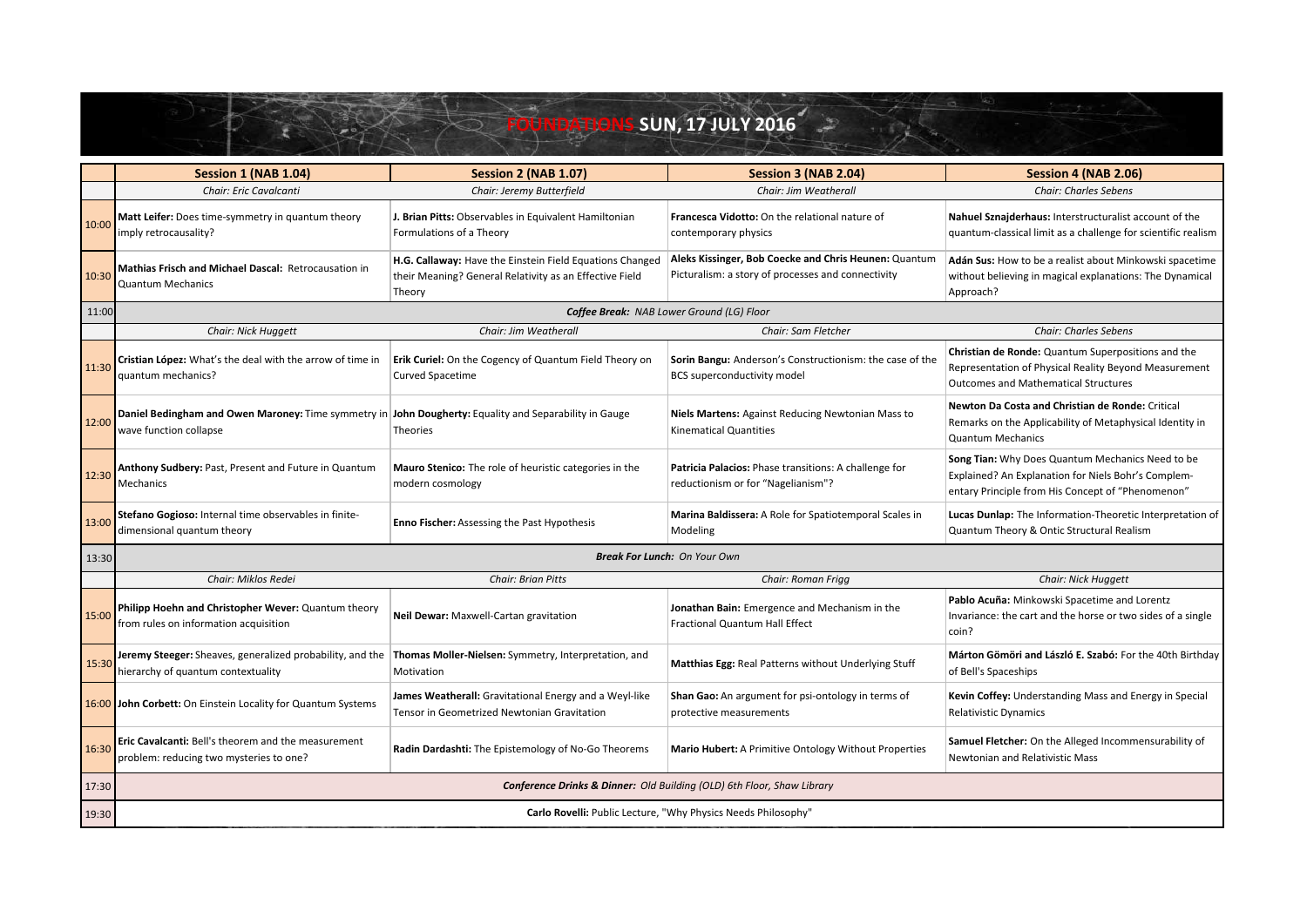# FOUNDATIONS SUN, 17 JULY 2016

| | Session 1 (NAB 1.04) | Session 2 (NAB 1.07) | Session 3 (NAB 2.04) | Session 4 (NAB 2.06) |
|---|---|---|---|---|
| | *Chair: Eric Cavalcanti* | *Chair: Jeremy Butterfield* | *Chair: Jim Weatherall* | *Chair: Charles Sebens* |
| 10:00 | **Matt Leifer:** Does time-symmetry in quantum theory imply retrocausality? | **J. Brian Pitts:** Observables in Equivalent Hamiltonian Formulations of a Theory | **Francesca Vidotto:** On the relational nature of contemporary physics | **Nahuel Sznajderhaus:** Interstructuralist account of the quantum-classical limit as a challenge for scientific realism |
| 10:30 | **Mathias Frisch and Michael Dascal:** Retrocausation in Quantum Mechanics | **H.G. Callaway:** Have the Einstein Field Equations Changed their Meaning? General Relativity as an Effective Field Theory | **Aleks Kissinger, Bob Coecke and Chris Heunen:** Quantum Picturalism: a story of processes and connectivity | **Adán Sus:** How to be a realist about Minkowski spacetime without believing in magical explanations: The Dynamical Approach? |
| 11:00 | ***Coffee Break:** NAB Lower Ground (LG) Floor* | | | |
| | *Chair: Nick Huggett* | *Chair: Jim Weatherall* | *Chair: Sam Fletcher* | *Chair: Charles Sebens* |
| 11:30 | **Cristian López:** What's the deal with the arrow of time in quantum mechanics? | **Erik Curiel:** On the Cogency of Quantum Field Theory on Curved Spacetime | **Sorin Bangu:** Anderson's Constructionism: the case of the BCS superconductivity model | **Christian de Ronde:** Quantum Superpositions and the Representation of Physical Reality Beyond Measurement Outcomes and Mathematical Structures |
| 12:00 | **Daniel Bedingham and Owen Maroney:** Time symmetry in wave function collapse | **John Dougherty:** Equality and Separability in Gauge Theories | **Niels Martens:** Against Reducing Newtonian Mass to Kinematical Quantities | **Newton Da Costa and Christian de Ronde:** Critical Remarks on the Applicability of Metaphysical Identity in Quantum Mechanics |
| 12:30 | **Anthony Sudbery:** Past, Present and Future in Quantum Mechanics | **Mauro Stenico:** The role of heuristic categories in the modern cosmology | **Patricia Palacios:** Phase transitions: A challenge for reductionism or for "Nagelianism"? | **Song Tian:** Why Does Quantum Mechanics Need to be Explained? An Explanation for Niels Bohr's Complementary Principle from His Concept of "Phenomenon" |
| 13:00 | **Stefano Gogioso:** Internal time observables in finite-dimensional quantum theory | **Enno Fischer:** Assessing the Past Hypothesis | **Marina Baldissera:** A Role for Spatiotemporal Scales in Modeling | **Lucas Dunlap:** The Information-Theoretic Interpretation of Quantum Theory & Ontic Structural Realism |
| 13:30 | ***Break For Lunch:** On Your Own* | | | |
| | *Chair: Miklos Redei* | *Chair: Brian Pitts* | *Chair: Roman Frigg* | *Chair: Nick Huggett* |
| 15:00 | **Philipp Hoehn and Christopher Wever:** Quantum theory from rules on information acquisition | **Neil Dewar:** Maxwell-Cartan gravitation | **Jonathan Bain:** Emergence and Mechanism in the Fractional Quantum Hall Effect | **Pablo Acuña:** Minkowski Spacetime and Lorentz Invariance: the cart and the horse or two sides of a single coin? |
| 15:30 | **Jeremy Steeger:** Sheaves, generalized probability, and the hierarchy of quantum contextuality | **Thomas Moller-Nielsen:** Symmetry, Interpretation, and Motivation | **Matthias Egg:** Real Patterns without Underlying Stuff | **Márton Gömöri and László E. Szabó:** For the 40th Birthday of Bell's Spaceships |
| 16:00 | **John Corbett:** On Einstein Locality for Quantum Systems | **James Weatherall:** Gravitational Energy and a Weyl-like Tensor in Geometrized Newtonian Gravitation | **Shan Gao:** An argument for psi-ontology in terms of protective measurements | **Kevin Coffey:** Understanding Mass and Energy in Special Relativistic Dynamics |
| 16:30 | **Eric Cavalcanti:** Bell's theorem and the measurement problem: reducing two mysteries to one? | **Radin Dardashti:** The Epistemology of No-Go Theorems | **Mario Hubert:** A Primitive Ontology Without Properties | **Samuel Fletcher:** On the Alleged Incommensurability of Newtonian and Relativistic Mass |
| 17:30 | ***Conference Drinks & Dinner:** Old Building (OLD) 6th Floor, Shaw Library* | | | |
| 19:30 | **Carlo Rovelli:** Public Lecture, "Why Physics Needs Philosophy" | | | |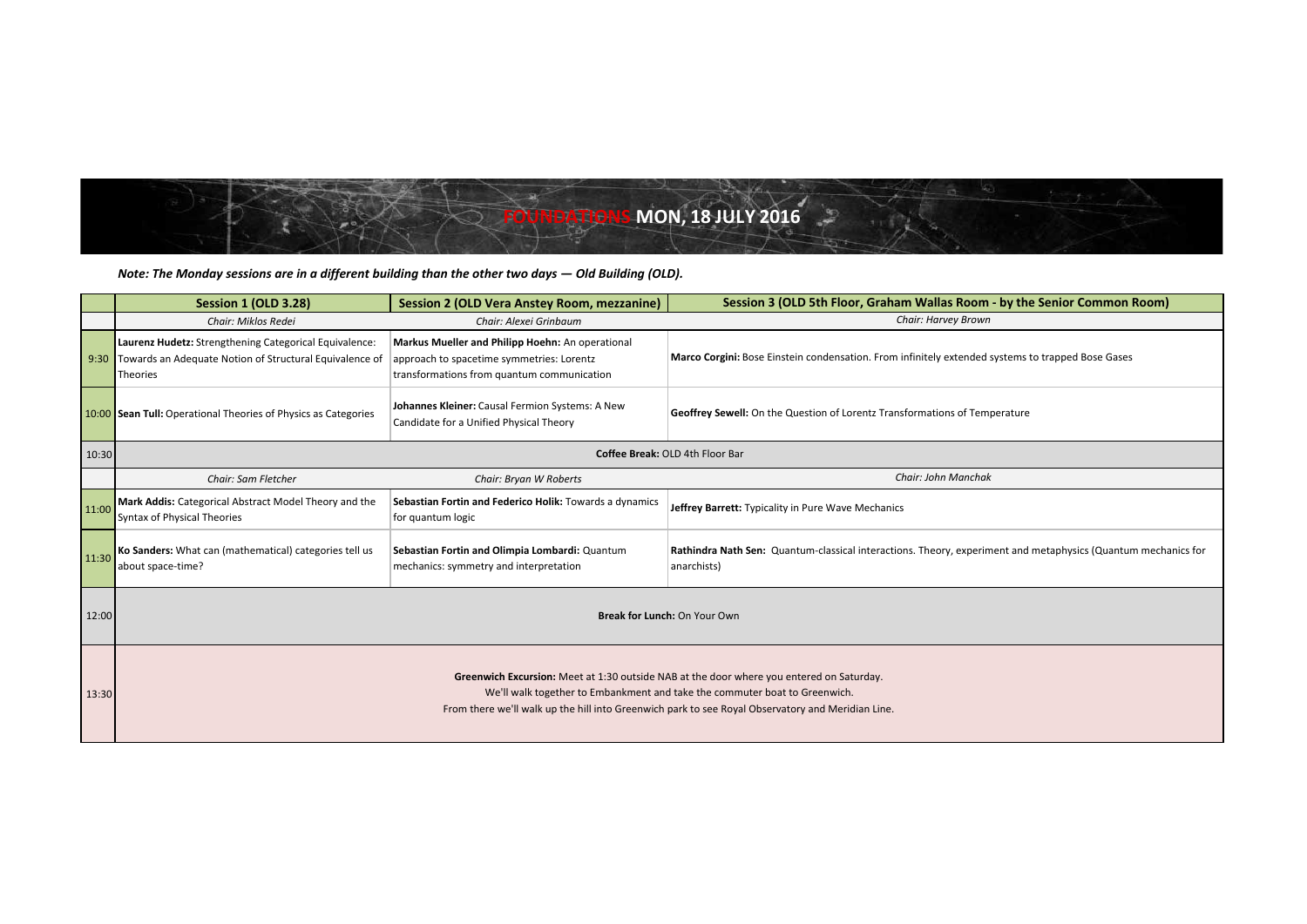# FOUNDATIONS MON, 18 JULY 2016

***Note: The Monday sessions are in a different building than the other two days — Old Building (OLD).***

| | Session 1 (OLD 3.28) | Session 2 (OLD Vera Anstey Room, mezzanine) | Session 3 (OLD 5th Floor, Graham Wallas Room - by the Senior Common Room) |
|---|---|---|---|
| | *Chair: Miklos Redei* | *Chair: Alexei Grinbaum* | *Chair: Harvey Brown* |
| 9:30 | **Laurenz Hudetz:** Strengthening Categorical Equivalence: Towards an Adequate Notion of Structural Equivalence of Theories | **Markus Mueller and Philipp Hoehn:** An operational approach to spacetime symmetries: Lorentz transformations from quantum communication | **Marco Corgini:** Bose Einstein condensation. From infinitely extended systems to trapped Bose Gases |
| 10:00 | **Sean Tull:** Operational Theories of Physics as Categories | **Johannes Kleiner:** Causal Fermion Systems: A New Candidate for a Unified Physical Theory | **Geoffrey Sewell:** On the Question of Lorentz Transformations of Temperature |
| 10:30 | **Coffee Break:** OLD 4th Floor Bar | | |
| | *Chair: Sam Fletcher* | *Chair: Bryan W Roberts* | *Chair: John Manchak* |
| 11:00 | **Mark Addis:** Categorical Abstract Model Theory and the Syntax of Physical Theories | **Sebastian Fortin and Federico Holik:** Towards a dynamics for quantum logic | **Jeffrey Barrett:** Typicality in Pure Wave Mechanics |
| 11:30 | **Ko Sanders:** What can (mathematical) categories tell us about space-time? | **Sebastian Fortin and Olimpia Lombardi:** Quantum mechanics: symmetry and interpretation | **Rathindra Nath Sen:** Quantum-classical interactions. Theory, experiment and metaphysics (Quantum mechanics for anarchists) |
| 12:00 | **Break for Lunch:** On Your Own | | |
| 13:30 | **Greenwich Excursion:** Meet at 1:30 outside NAB at the door where you entered on Saturday. We'll walk together to Embankment and take the commuter boat to Greenwich. From there we'll walk up the hill into Greenwich park to see Royal Observatory and Meridian Line. | | |